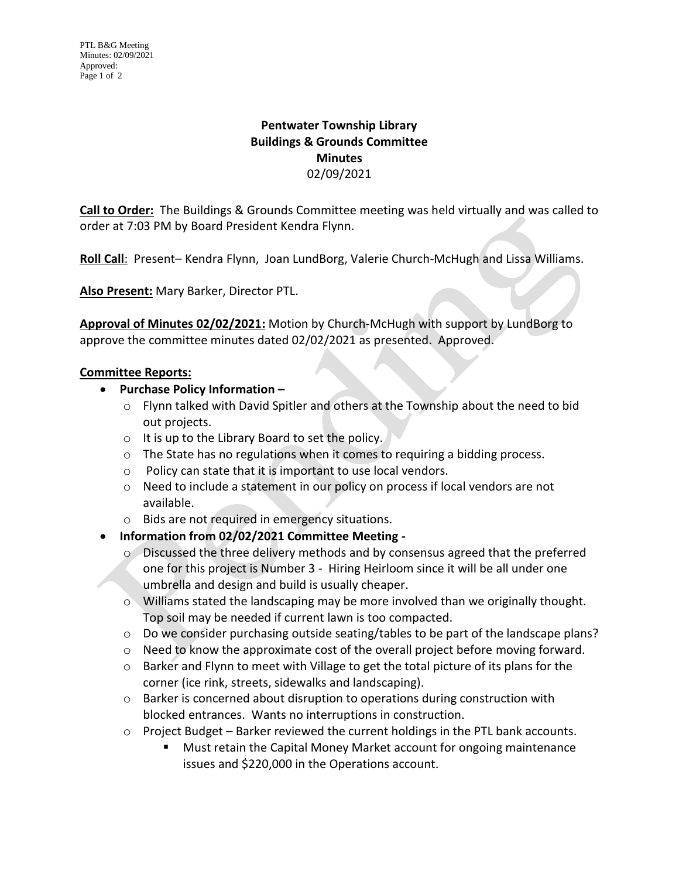# Pentwater Township Library
## Buildings & Grounds Committee
## Minutes
02/09/2021

**Call to Order:** The Buildings & Grounds Committee meeting was held virtually and was called to order at 7:03 PM by Board President Kendra Flynn.

**Roll Call**: Present– Kendra Flynn, Joan LundBorg, Valerie Church-McHugh and Lissa Williams.

**Also Present:** Mary Barker, Director PTL.

**Approval of Minutes 02/02/2021:** Motion by Church-McHugh with support by LundBorg to approve the committee minutes dated 02/02/2021 as presented. Approved.

**Committee Reports:**

- **Purchase Policy Information –**
  - Flynn talked with David Spitler and others at the Township about the need to bid out projects.
  - It is up to the Library Board to set the policy.
  - The State has no regulations when it comes to requiring a bidding process.
  - Policy can state that it is important to use local vendors.
  - Need to include a statement in our policy on process if local vendors are not available.
  - Bids are not required in emergency situations.
- **Information from 02/02/2021 Committee Meeting -**
  - Discussed the three delivery methods and by consensus agreed that the preferred one for this project is Number 3 - Hiring Heirloom since it will be all under one umbrella and design and build is usually cheaper.
  - Williams stated the landscaping may be more involved than we originally thought. Top soil may be needed if current lawn is too compacted.
  - Do we consider purchasing outside seating/tables to be part of the landscape plans?
  - Need to know the approximate cost of the overall project before moving forward.
  - Barker and Flynn to meet with Village to get the total picture of its plans for the corner (ice rink, streets, sidewalks and landscaping).
  - Barker is concerned about disruption to operations during construction with blocked entrances. Wants no interruptions in construction.
  - Project Budget – Barker reviewed the current holdings in the PTL bank accounts.
    - Must retain the Capital Money Market account for ongoing maintenance issues and $220,000 in the Operations account.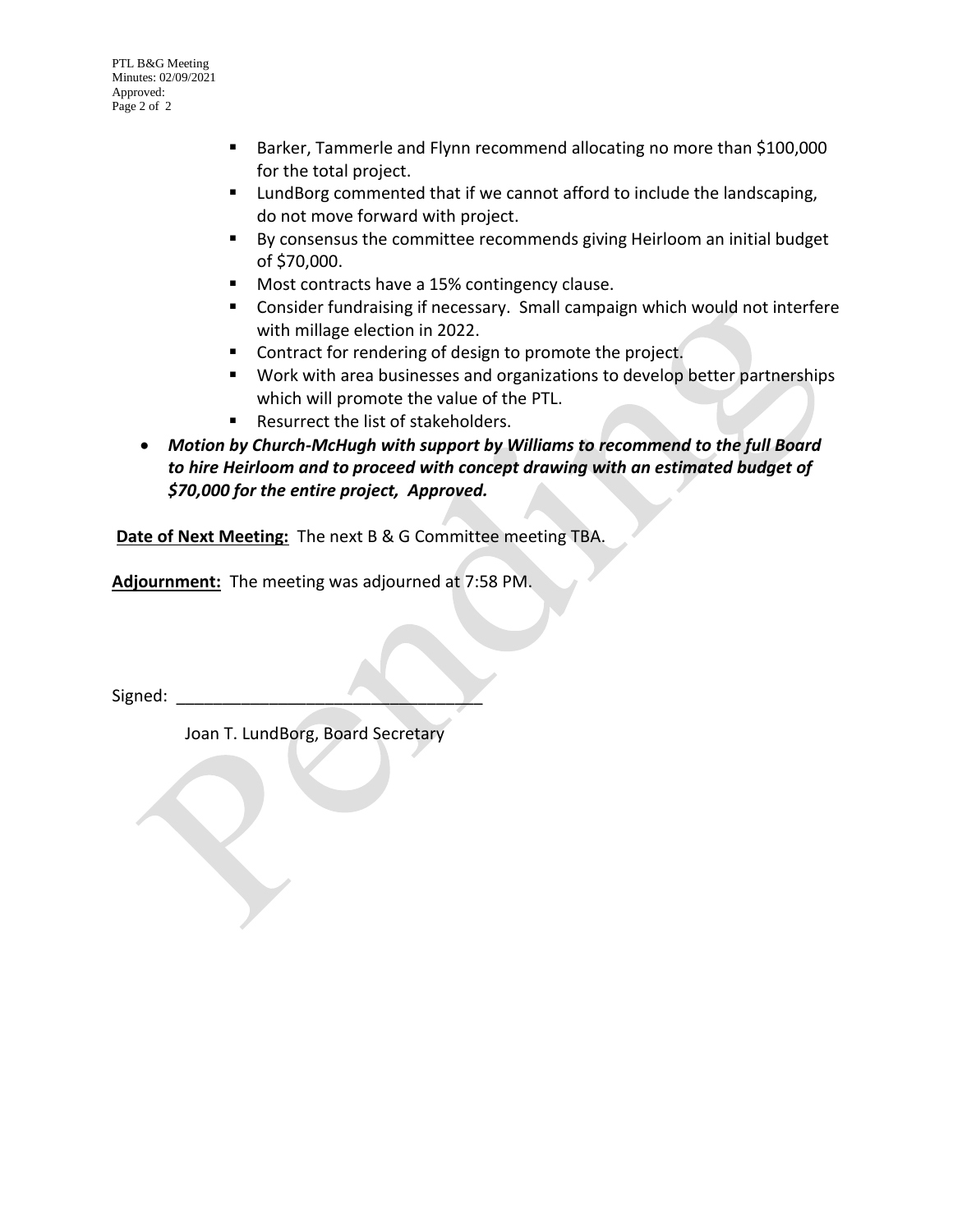- Barker, Tammerle and Flynn recommend allocating no more than $100,000 for the total project.
- LundBorg commented that if we cannot afford to include the landscaping, do not move forward with project.
- By consensus the committee recommends giving Heirloom an initial budget of $70,000.
- Most contracts have a 15% contingency clause.
- Consider fundraising if necessary. Small campaign which would not interfere with millage election in 2022.
- Contract for rendering of design to promote the project.
- Work with area businesses and organizations to develop better partnerships which will promote the value of the PTL.
- Resurrect the list of stakeholders.

- ***Motion by Church-McHugh with support by Williams to recommend to the full Board to hire Heirloom and to proceed with concept drawing with an estimated budget of $70,000 for the entire project, Approved.***

**Date of Next Meeting:** The next B & G Committee meeting TBA.

**Adjournment:** The meeting was adjourned at 7:58 PM.

Signed: ________________________________

Joan T. LundBorg, Board Secretary